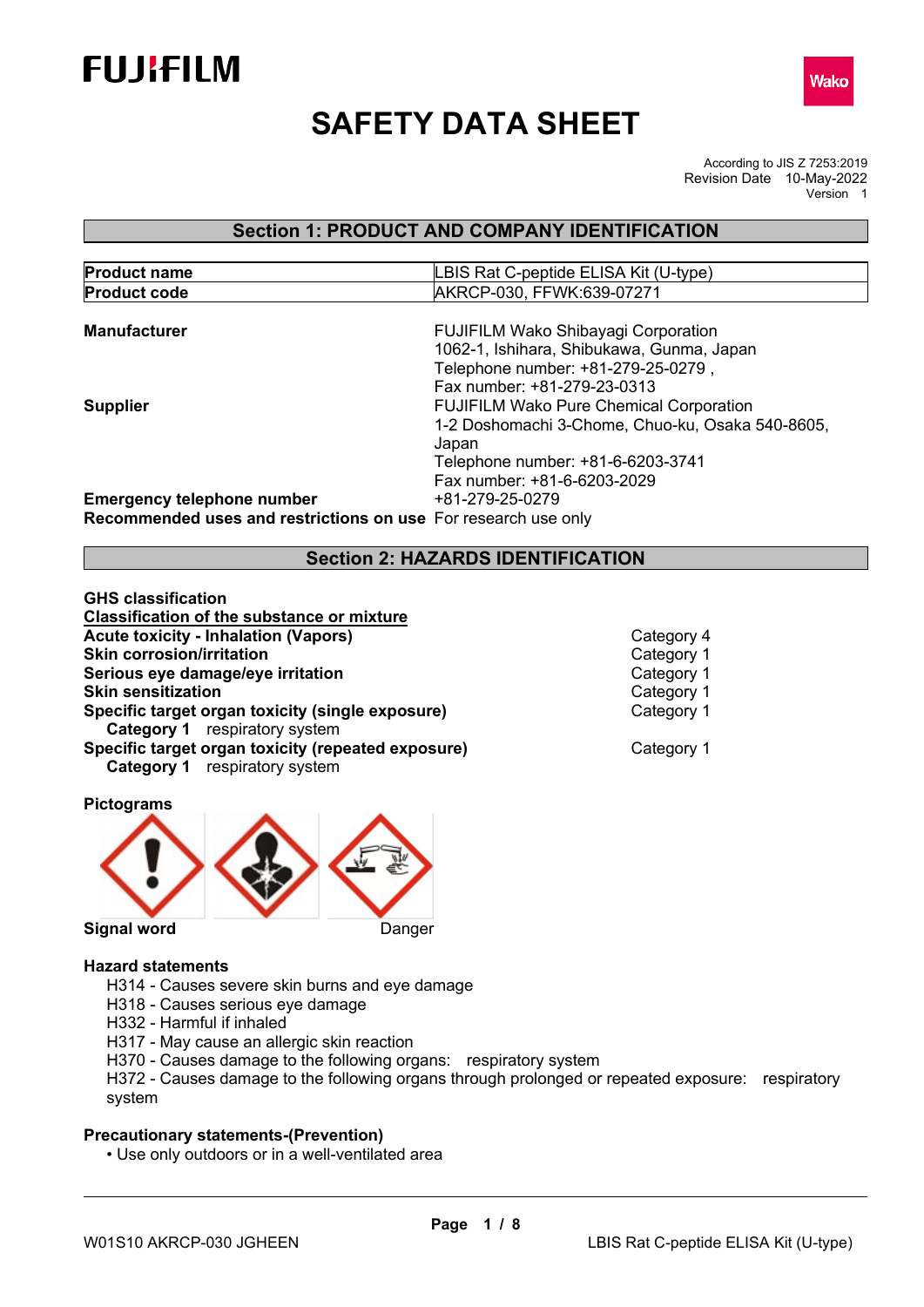FUJIFILM

Wako

# SAFETY DATA SHEET

According to JIS Z 7253:2019
Revision Date 10-May-2022
Version 1

## Section 1: PRODUCT AND COMPANY IDENTIFICATION

| **Product name** | LBIS Rat C-peptide ELISA Kit (U-type) |
| --- | --- |
| **Product code** | AKRCP-030, FFWK:639-07271 |

**Manufacturer**
FUJIFILM Wako Shibayagi Corporation
1062-1, Ishihara, Shibukawa, Gunma, Japan
Telephone number: +81-279-25-0279 ,
Fax number: +81-279-23-0313

**Supplier**
FUJIFILM Wako Pure Chemical Corporation
1-2 Doshomachi 3-Chome, Chuo-ku, Osaka 540-8605, Japan
Telephone number: +81-6-6203-3741
Fax number: +81-6-6203-2029

**Emergency telephone number** +81-279-25-0279

**Recommended uses and restrictions on use** For research use only

## Section 2: HAZARDS IDENTIFICATION

**GHS classification**

**Classification of the substance or mixture**

| | |
| --- | --- |
| **Acute toxicity - Inhalation (Vapors)** | Category 4 |
| **Skin corrosion/irritation** | Category 1 |
| **Serious eye damage/eye irritation** | Category 1 |
| **Skin sensitization** | Category 1 |
| **Specific target organ toxicity (single exposure)** | Category 1 |
| **Category 1** respiratory system | |
| **Specific target organ toxicity (repeated exposure)** | Category 1 |
| **Category 1** respiratory system | |

**Pictograms**

**Signal word** Danger

**Hazard statements**

- H314 - Causes severe skin burns and eye damage
- H318 - Causes serious eye damage
- H332 - Harmful if inhaled
- H317 - May cause an allergic skin reaction
- H370 - Causes damage to the following organs: respiratory system
- H372 - Causes damage to the following organs through prolonged or repeated exposure: respiratory system

**Precautionary statements-(Prevention)**

- Use only outdoors or in a well-ventilated area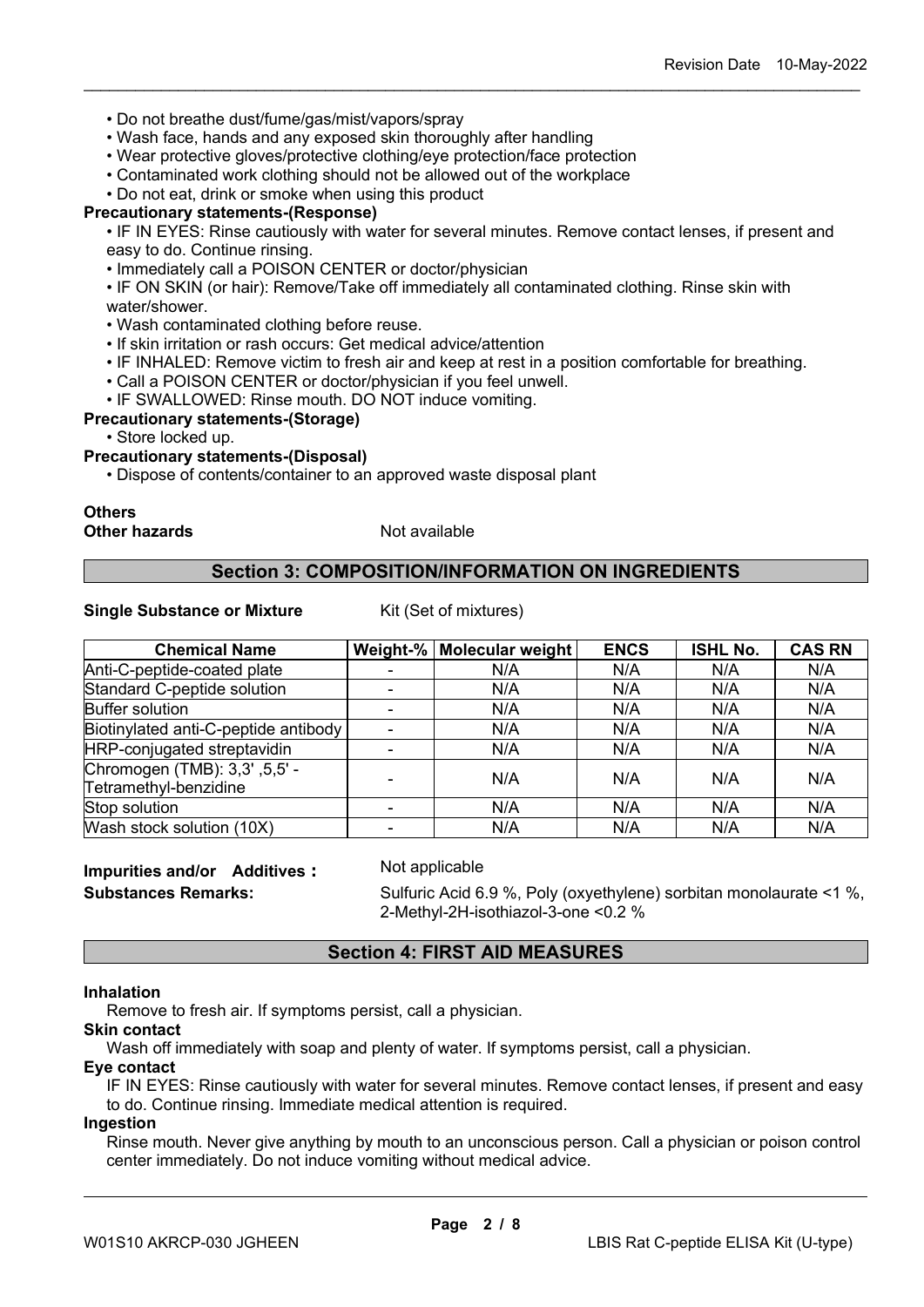- Do not breathe dust/fume/gas/mist/vapors/spray
- Wash face, hands and any exposed skin thoroughly after handling
- Wear protective gloves/protective clothing/eye protection/face protection
- Contaminated work clothing should not be allowed out of the workplace
- Do not eat, drink or smoke when using this product

**Precautionary statements-(Response)**

- IF IN EYES: Rinse cautiously with water for several minutes. Remove contact lenses, if present and easy to do. Continue rinsing.
- Immediately call a POISON CENTER or doctor/physician
- IF ON SKIN (or hair): Remove/Take off immediately all contaminated clothing. Rinse skin with water/shower.
- Wash contaminated clothing before reuse.
- If skin irritation or rash occurs: Get medical advice/attention
- IF INHALED: Remove victim to fresh air and keep at rest in a position comfortable for breathing.
- Call a POISON CENTER or doctor/physician if you feel unwell.
- IF SWALLOWED: Rinse mouth. DO NOT induce vomiting.

**Precautionary statements-(Storage)**

- Store locked up.

**Precautionary statements-(Disposal)**

- Dispose of contents/container to an approved waste disposal plant

**Others**

**Other hazards** Not available

## Section 3: COMPOSITION/INFORMATION ON INGREDIENTS

**Single Substance or Mixture** Kit (Set of mixtures)

| Chemical Name | Weight-% | Molecular weight | ENCS | ISHL No. | CAS RN |
|---|---|---|---|---|---|
| Anti-C-peptide-coated plate | - | N/A | N/A | N/A | N/A |
| Standard C-peptide solution | - | N/A | N/A | N/A | N/A |
| Buffer solution | - | N/A | N/A | N/A | N/A |
| Biotinylated anti-C-peptide antibody | - | N/A | N/A | N/A | N/A |
| HRP-conjugated streptavidin | - | N/A | N/A | N/A | N/A |
| Chromogen (TMB): 3,3' ,5,5' -Tetramethyl-benzidine | - | N/A | N/A | N/A | N/A |
| Stop solution | - | N/A | N/A | N/A | N/A |
| Wash stock solution (10X) | - | N/A | N/A | N/A | N/A |

**Impurities and/or Additives :** Not applicable

**Substances Remarks:** Sulfuric Acid 6.9 %, Poly (oxyethylene) sorbitan monolaurate <1 %, 2-Methyl-2H-isothiazol-3-one <0.2 %

## Section 4: FIRST AID MEASURES

**Inhalation**

Remove to fresh air. If symptoms persist, call a physician.

**Skin contact**

Wash off immediately with soap and plenty of water. If symptoms persist, call a physician.

**Eye contact**

IF IN EYES: Rinse cautiously with water for several minutes. Remove contact lenses, if present and easy to do. Continue rinsing. Immediate medical attention is required.

**Ingestion**

Rinse mouth. Never give anything by mouth to an unconscious person. Call a physician or poison control center immediately. Do not induce vomiting without medical advice.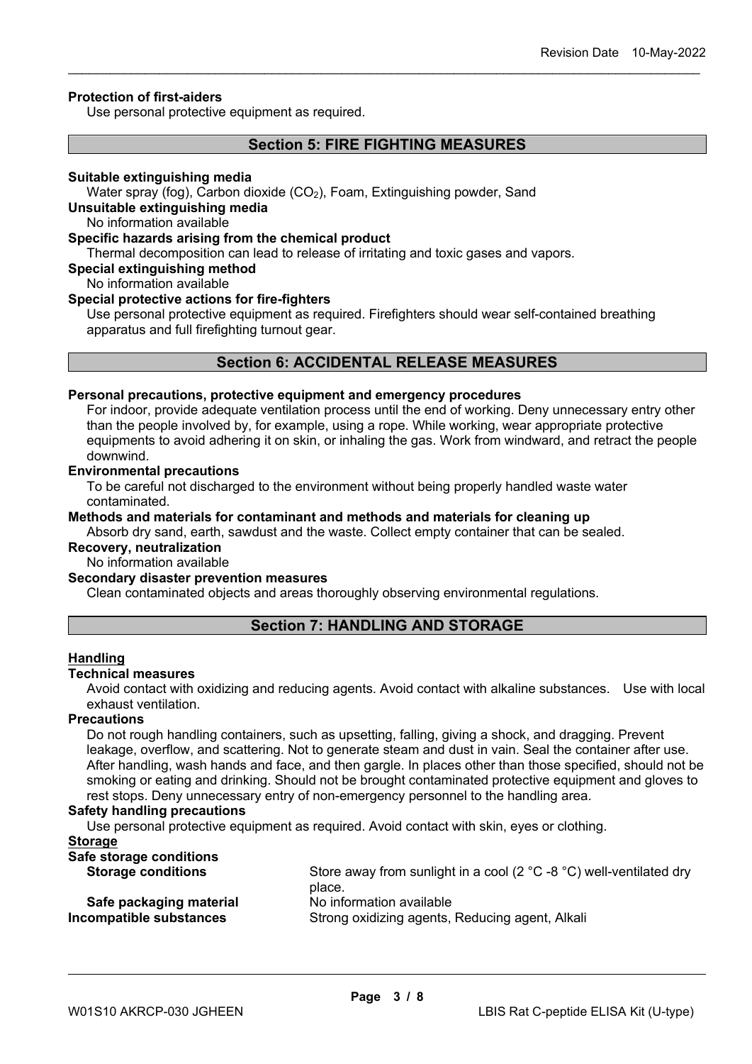**Protection of first-aiders**

Use personal protective equipment as required.

## Section 5: FIRE FIGHTING MEASURES

**Suitable extinguishing media**

Water spray (fog), Carbon dioxide ($CO_2$), Foam, Extinguishing powder, Sand

**Unsuitable extinguishing media**

No information available

**Specific hazards arising from the chemical product**

Thermal decomposition can lead to release of irritating and toxic gases and vapors.

**Special extinguishing method**

No information available

**Special protective actions for fire-fighters**

Use personal protective equipment as required. Firefighters should wear self-contained breathing apparatus and full firefighting turnout gear.

## Section 6: ACCIDENTAL RELEASE MEASURES

**Personal precautions, protective equipment and emergency procedures**

For indoor, provide adequate ventilation process until the end of working. Deny unnecessary entry other than the people involved by, for example, using a rope. While working, wear appropriate protective equipments to avoid adhering it on skin, or inhaling the gas. Work from windward, and retract the people downwind.

**Environmental precautions**

To be careful not discharged to the environment without being properly handled waste water contaminated.

**Methods and materials for contaminant and methods and materials for cleaning up**

Absorb dry sand, earth, sawdust and the waste. Collect empty container that can be sealed.

**Recovery, neutralization**

No information available

**Secondary disaster prevention measures**

Clean contaminated objects and areas thoroughly observing environmental regulations.

## Section 7: HANDLING AND STORAGE

**Handling**

**Technical measures**

Avoid contact with oxidizing and reducing agents. Avoid contact with alkaline substances. Use with local exhaust ventilation.

**Precautions**

Do not rough handling containers, such as upsetting, falling, giving a shock, and dragging. Prevent leakage, overflow, and scattering. Not to generate steam and dust in vain. Seal the container after use. After handling, wash hands and face, and then gargle. In places other than those specified, should not be smoking or eating and drinking. Should not be brought contaminated protective equipment and gloves to rest stops. Deny unnecessary entry of non-emergency personnel to the handling area.

**Safety handling precautions**

Use personal protective equipment as required. Avoid contact with skin, eyes or clothing.

**Storage**

**Safe storage conditions**

| | |
|---|---|
| **Storage conditions** | Store away from sunlight in a cool (2 °C -8 °C) well-ventilated dry place. |
| **Safe packaging material** | No information available |
| **Incompatible substances** | Strong oxidizing agents, Reducing agent, Alkali |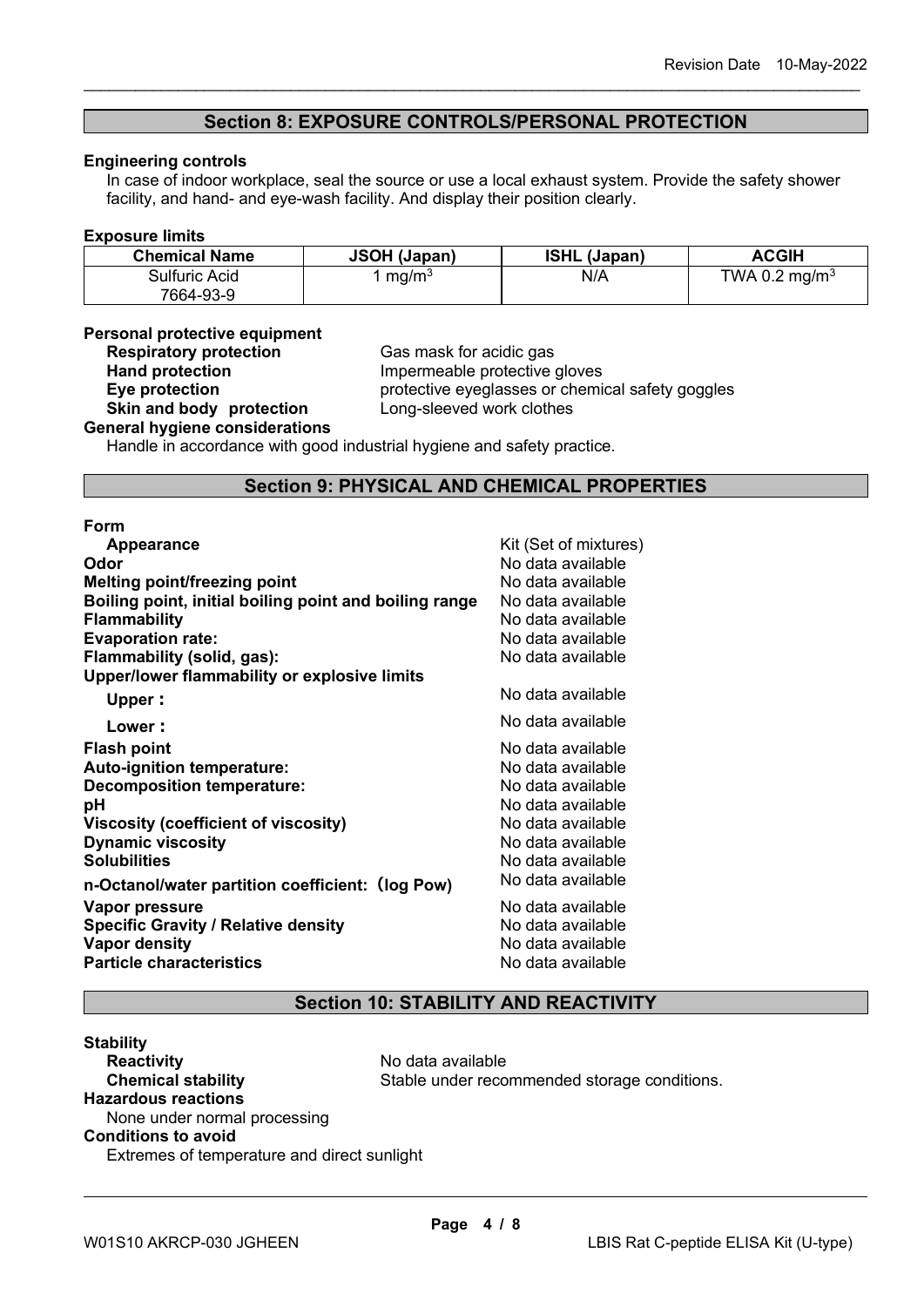## Section 8: EXPOSURE CONTROLS/PERSONAL PROTECTION

**Engineering controls**

In case of indoor workplace, seal the source or use a local exhaust system. Provide the safety shower facility, and hand- and eye-wash facility. And display their position clearly.

**Exposure limits**

| Chemical Name | JSOH (Japan) | ISHL (Japan) | ACGIH |
|---|---|---|---|
| Sulfuric Acid 7664-93-9 | 1 mg/m$^3$ | N/A | TWA 0.2 mg/m$^3$ |

**Personal protective equipment**

**Respiratory protection** Gas mask for acidic gas
**Hand protection** Impermeable protective gloves
**Eye protection** protective eyeglasses or chemical safety goggles
**Skin and body protection** Long-sleeved work clothes

**General hygiene considerations**

Handle in accordance with good industrial hygiene and safety practice.

## Section 9: PHYSICAL AND CHEMICAL PROPERTIES

**Form**

**Appearance** Kit (Set of mixtures)
**Odor** No data available
**Melting point/freezing point** No data available
**Boiling point, initial boiling point and boiling range** No data available
**Flammability** No data available
**Evaporation rate:** No data available
**Flammability (solid, gas):** No data available
**Upper/lower flammability or explosive limits**
**Upper：** No data available
**Lower：** No data available
**Flash point** No data available
**Auto-ignition temperature:** No data available
**Decomposition temperature:** No data available
**pH** No data available
**Viscosity (coefficient of viscosity)** No data available
**Dynamic viscosity** No data available
**Solubilities** No data available
**n-Octanol/water partition coefficient:（log Pow)** No data available
**Vapor pressure** No data available
**Specific Gravity / Relative density** No data available
**Vapor density** No data available
**Particle characteristics** No data available

## Section 10: STABILITY AND REACTIVITY

**Stability**

**Reactivity** No data available
**Chemical stability** Stable under recommended storage conditions.

**Hazardous reactions**

None under normal processing

**Conditions to avoid**

Extremes of temperature and direct sunlight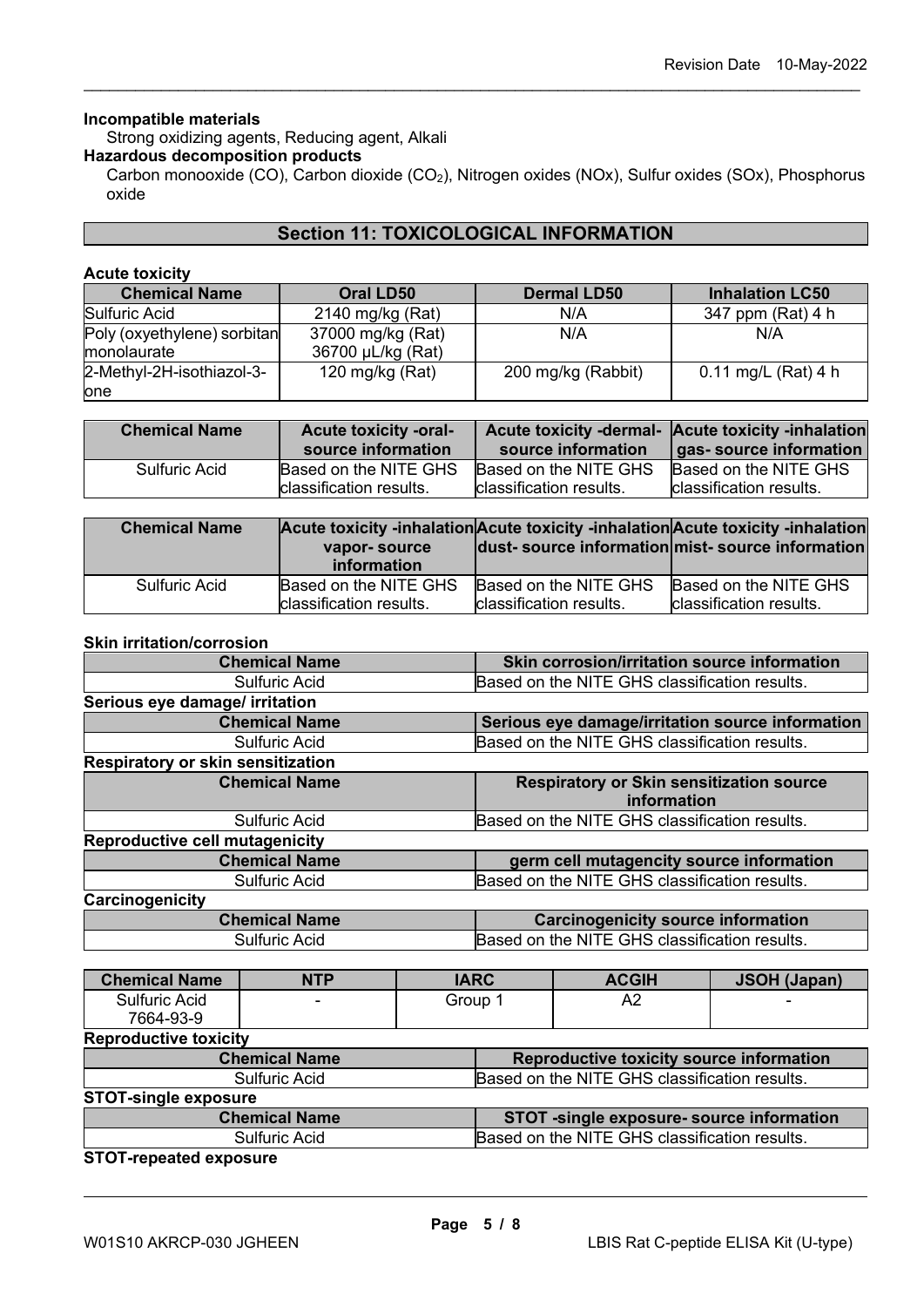**Incompatible materials**

Strong oxidizing agents, Reducing agent, Alkali

**Hazardous decomposition products**

Carbon monooxide (CO), Carbon dioxide ($CO_2$), Nitrogen oxides (NOx), Sulfur oxides (SOx), Phosphorus oxide

## Section 11: TOXICOLOGICAL INFORMATION

**Acute toxicity**

| Chemical Name | Oral LD50 | Dermal LD50 | Inhalation LC50 |
|---|---|---|---|
| Sulfuric Acid | 2140 mg/kg (Rat) | N/A | 347 ppm (Rat) 4 h |
| Poly (oxyethylene) sorbitan monolaurate | 37000 mg/kg (Rat)<br>36700 μL/kg (Rat) | N/A | N/A |
| 2-Methyl-2H-isothiazol-3-one | 120 mg/kg (Rat) | 200 mg/kg (Rabbit) | 0.11 mg/L (Rat) 4 h |

| Chemical Name | Acute toxicity -oral- source information | Acute toxicity -dermal- source information | Acute toxicity -inhalation gas- source information |
|---|---|---|---|
| Sulfuric Acid | Based on the NITE GHS classification results. | Based on the NITE GHS classification results. | Based on the NITE GHS classification results. |

| Chemical Name | Acute toxicity -inhalation vapor- source information | Acute toxicity -inhalation dust- source information | Acute toxicity -inhalation mist- source information |
|---|---|---|---|
| Sulfuric Acid | Based on the NITE GHS classification results. | Based on the NITE GHS classification results. | Based on the NITE GHS classification results. |

**Skin irritation/corrosion**

| Chemical Name | Skin corrosion/irritation source information |
|---|---|
| Sulfuric Acid | Based on the NITE GHS classification results. |

**Serious eye damage/ irritation**

| Chemical Name | Serious eye damage/irritation source information |
|---|---|
| Sulfuric Acid | Based on the NITE GHS classification results. |

**Respiratory or skin sensitization**

| Chemical Name | Respiratory or Skin sensitization source information |
|---|---|
| Sulfuric Acid | Based on the NITE GHS classification results. |

**Reproductive cell mutagenicity**

| Chemical Name | germ cell mutagencity source information |
|---|---|
| Sulfuric Acid | Based on the NITE GHS classification results. |

**Carcinogenicity**

| Chemical Name | Carcinogenicity source information |
|---|---|
| Sulfuric Acid | Based on the NITE GHS classification results. |

| Chemical Name | NTP | IARC | ACGIH | JSOH (Japan) |
|---|---|---|---|---|
| Sulfuric Acid<br>7664-93-9 | - | Group 1 | A2 | - |

**Reproductive toxicity**

| Chemical Name | Reproductive toxicity source information |
|---|---|
| Sulfuric Acid | Based on the NITE GHS classification results. |

**STOT-single exposure**

| Chemical Name | STOT -single exposure- source information |
|---|---|
| Sulfuric Acid | Based on the NITE GHS classification results. |

**STOT-repeated exposure**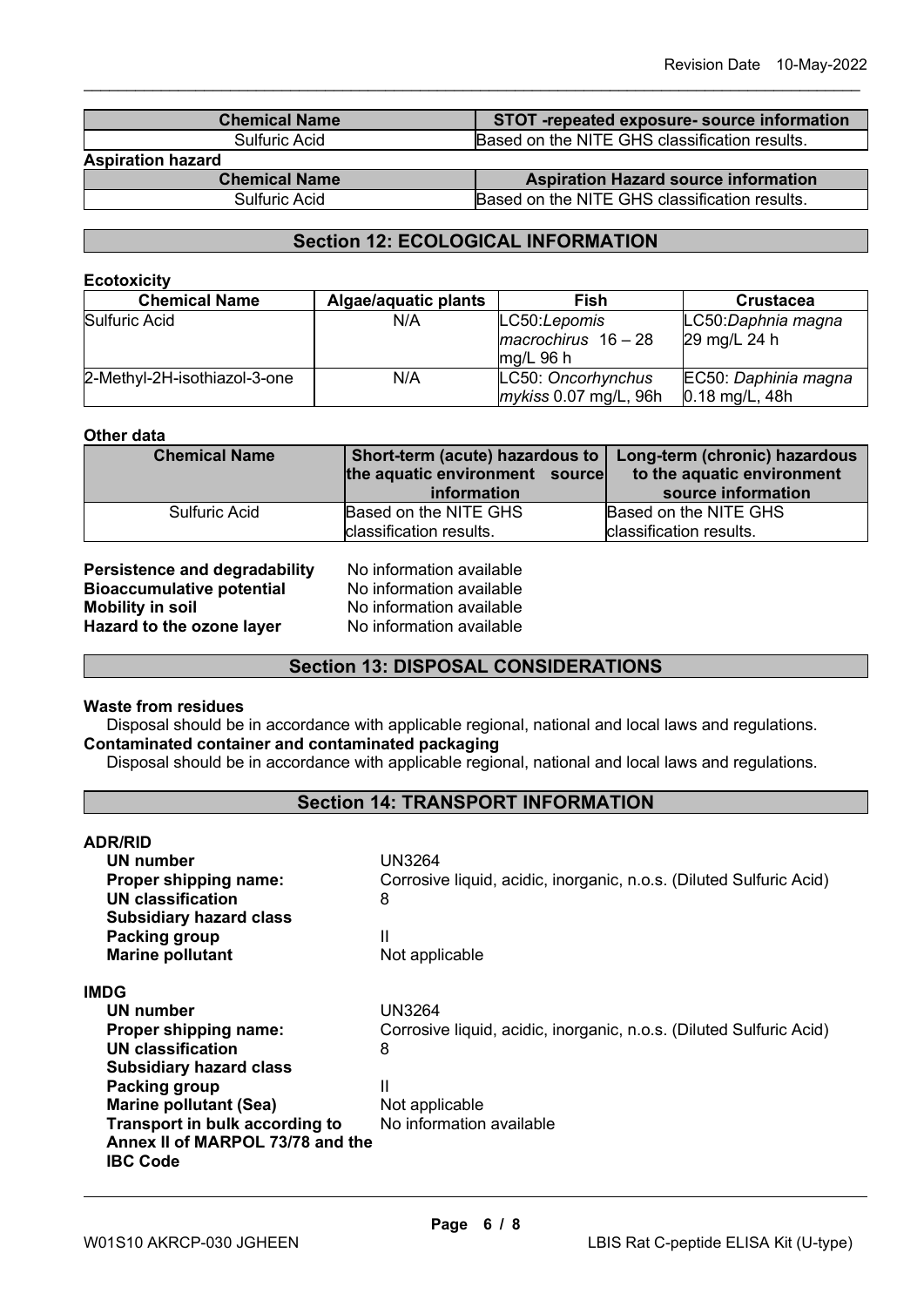| Chemical Name | STOT -repeated exposure- source information |
| --- | --- |
| Sulfuric Acid | Based on the NITE GHS classification results. |

**Aspiration hazard**

| Chemical Name | Aspiration Hazard source information |
| --- | --- |
| Sulfuric Acid | Based on the NITE GHS classification results. |

## Section 12: ECOLOGICAL INFORMATION

**Ecotoxicity**

| Chemical Name | Algae/aquatic plants | Fish | Crustacea |
| --- | --- | --- | --- |
| Sulfuric Acid | N/A | LC50:*Lepomis macrochirus* 16 – 28 mg/L 96 h | LC50:*Daphnia magna* 29 mg/L 24 h |
| 2-Methyl-2H-isothiazol-3-one | N/A | LC50: *Oncorhynchus mykiss* 0.07 mg/L, 96h | EC50: *Daphnia magna* 0.18 mg/L, 48h |

**Other data**

| Chemical Name | Short-term (acute) hazardous to the aquatic environment source information | Long-term (chronic) hazardous to the aquatic environment source information |
| --- | --- | --- |
| Sulfuric Acid | Based on the NITE GHS classification results. | Based on the NITE GHS classification results. |

**Persistence and degradability** No information available
**Bioaccumulative potential** No information available
**Mobility in soil** No information available
**Hazard to the ozone layer** No information available

## Section 13: DISPOSAL CONSIDERATIONS

**Waste from residues**

Disposal should be in accordance with applicable regional, national and local laws and regulations.

**Contaminated container and contaminated packaging**

Disposal should be in accordance with applicable regional, national and local laws and regulations.

## Section 14: TRANSPORT INFORMATION

**ADR/RID**

**UN number** UN3264
**Proper shipping name:** Corrosive liquid, acidic, inorganic, n.o.s. (Diluted Sulfuric Acid)
**UN classification** 8
**Subsidiary hazard class**
**Packing group** II
**Marine pollutant** Not applicable

**IMDG**

**UN number** UN3264
**Proper shipping name:** Corrosive liquid, acidic, inorganic, n.o.s. (Diluted Sulfuric Acid)
**UN classification** 8
**Subsidiary hazard class**
**Packing group** II
**Marine pollutant (Sea)** Not applicable
**Transport in bulk according to Annex II of MARPOL 73/78 and the IBC Code** No information available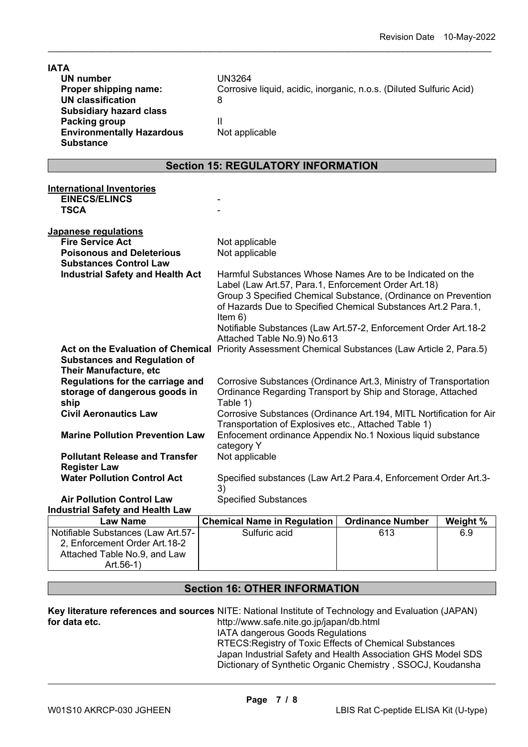**IATA**

| | |
|---|---|
| **UN number** | UN3264 |
| **Proper shipping name:** | Corrosive liquid, acidic, inorganic, n.o.s. (Diluted Sulfuric Acid) |
| **UN classification** | 8 |
| **Subsidiary hazard class** | |
| **Packing group** | II |
| **Environmentally Hazardous Substance** | Not applicable |

## Section 15: REGULATORY INFORMATION

**International Inventories**

| | |
|---|---|
| **EINECS/ELINCS** | - |
| **TSCA** | - |

**Japanese regulations**

| | |
|---|---|
| **Fire Service Act** | Not applicable |
| **Poisonous and Deleterious Substances Control Law** | Not applicable |
| **Industrial Safety and Health Act** | Harmful Substances Whose Names Are to be Indicated on the Label (Law Art.57, Para.1, Enforcement Order Art.18)<br>Group 3 Specified Chemical Substance, (Ordinance on Prevention of Hazards Due to Specified Chemical Substances Art.2 Para.1, Item 6)<br>Notifiable Substances (Law Art.57-2, Enforcement Order Art.18-2 Attached Table No.9) No.613 |
| **Act on the Evaluation of Chemical Substances and Regulation of Their Manufacture, etc** | Priority Assessment Chemical Substances (Law Article 2, Para.5) |
| **Regulations for the carriage and storage of dangerous goods in ship** | Corrosive Substances (Ordinance Art.3, Ministry of Transportation Ordinance Regarding Transport by Ship and Storage, Attached Table 1) |
| **Civil Aeronautics Law** | Corrosive Substances (Ordinance Art.194, MITL Nortification for Air Transportation of Explosives etc., Attached Table 1) |
| **Marine Pollution Prevention Law** | Enfocement ordinance Appendix No.1 Noxious liquid substance category Y |
| **Pollutant Release and Transfer Register Law** | Not applicable |
| **Water Pollution Control Act** | Specified substances (Law Art.2 Para.4, Enforcement Order Art.3-3) |
| **Air Pollution Control Law** | Specified Substances |

**Industrial Safety and Health Law**

| Law Name | Chemical Name in Regulation | Ordinance Number | Weight % |
|---|---|---|---|
| Notifiable Substances (Law Art.57-2, Enforcement Order Art.18-2 Attached Table No.9, and Law Art.56-1) | Sulfuric acid | 613 | 6.9 |

## Section 16: OTHER INFORMATION

**Key literature references and sources for data etc.**

NITE: National Institute of Technology and Evaluation (JAPAN)
http://www.safe.nite.go.jp/japan/db.html
IATA dangerous Goods Regulations
RTECS:Registry of Toxic Effects of Chemical Substances
Japan Industrial Safety and Health Association GHS Model SDS
Dictionary of Synthetic Organic Chemistry , SSOCJ, Koudansha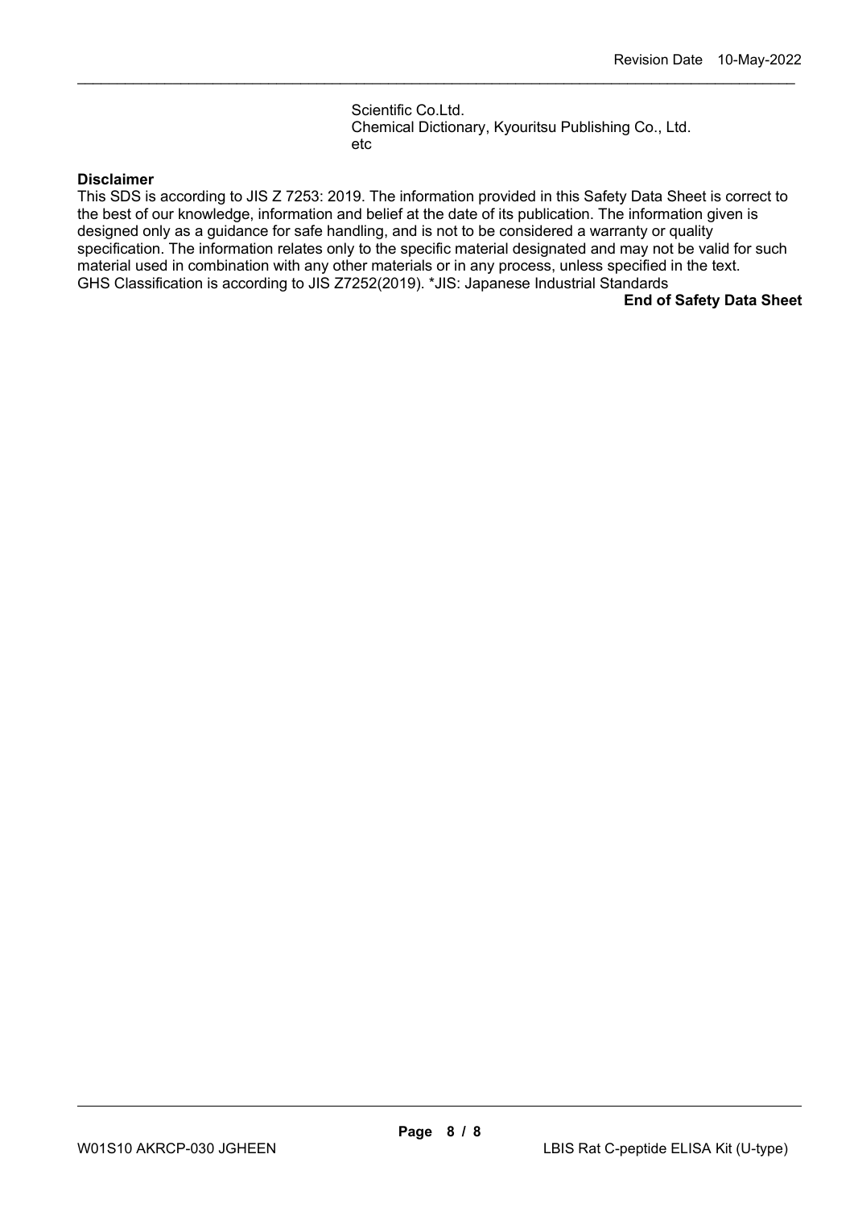Scientific Co.Ltd.
Chemical Dictionary, Kyouritsu Publishing Co., Ltd.
etc

**Disclaimer**

This SDS is according to JIS Z 7253: 2019. The information provided in this Safety Data Sheet is correct to the best of our knowledge, information and belief at the date of its publication. The information given is designed only as a guidance for safe handling, and is not to be considered a warranty or quality specification. The information relates only to the specific material designated and may not be valid for such material used in combination with any other materials or in any process, unless specified in the text.
GHS Classification is according to JIS Z7252(2019). *JIS: Japanese Industrial Standards

**End of Safety Data Sheet**